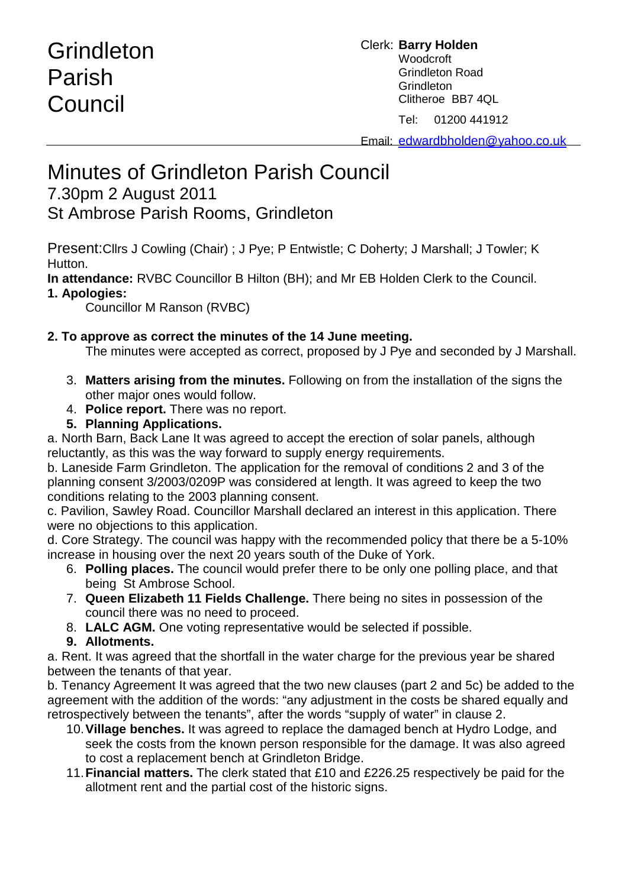# Grindleton Parish Council

Clerk: **Barry Holden**
Woodcroft
Grindleton Road
Grindleton
Clitheroe BB7 4QL

Tel: 01200 441912

Email: edwardbholden@yahoo.co.uk

# Minutes of Grindleton Parish Council

## 7.30pm 2 August 2011
## St Ambrose Parish Rooms, Grindleton

Present: Cllrs J Cowling (Chair) ; J Pye; P Entwistle; C Doherty; J Marshall; J Towler; K Hutton.

**In attendance:** RVBC Councillor B Hilton (BH); and Mr EB Holden Clerk to the Council.

**1. Apologies:**

Councillor M Ranson (RVBC)

**2. To approve as correct the minutes of the 14 June meeting.**

The minutes were accepted as correct, proposed by J Pye and seconded by J Marshall.

3. **Matters arising from the minutes.** Following on from the installation of the signs the other major ones would follow.
4. **Police report.** There was no report.
5. **Planning Applications.**

a. North Barn, Back Lane It was agreed to accept the erection of solar panels, although reluctantly, as this was the way forward to supply energy requirements.

b. Laneside Farm Grindleton. The application for the removal of conditions 2 and 3 of the planning consent 3/2003/0209P was considered at length. It was agreed to keep the two conditions relating to the 2003 planning consent.

c. Pavilion, Sawley Road. Councillor Marshall declared an interest in this application. There were no objections to this application.

d. Core Strategy. The council was happy with the recommended policy that there be a 5-10% increase in housing over the next 20 years south of the Duke of York.

6. **Polling places.** The council would prefer there to be only one polling place, and that being St Ambrose School.
7. **Queen Elizabeth 11 Fields Challenge.** There being no sites in possession of the council there was no need to proceed.
8. **LALC AGM.** One voting representative would be selected if possible.
9. **Allotments.**

a. Rent. It was agreed that the shortfall in the water charge for the previous year be shared between the tenants of that year.

b. Tenancy Agreement It was agreed that the two new clauses (part 2 and 5c) be added to the agreement with the addition of the words: "any adjustment in the costs be shared equally and retrospectively between the tenants", after the words "supply of water" in clause 2.

10. **Village benches.** It was agreed to replace the damaged bench at Hydro Lodge, and seek the costs from the known person responsible for the damage. It was also agreed to cost a replacement bench at Grindleton Bridge.
11. **Financial matters.** The clerk stated that £10 and £226.25 respectively be paid for the allotment rent and the partial cost of the historic signs.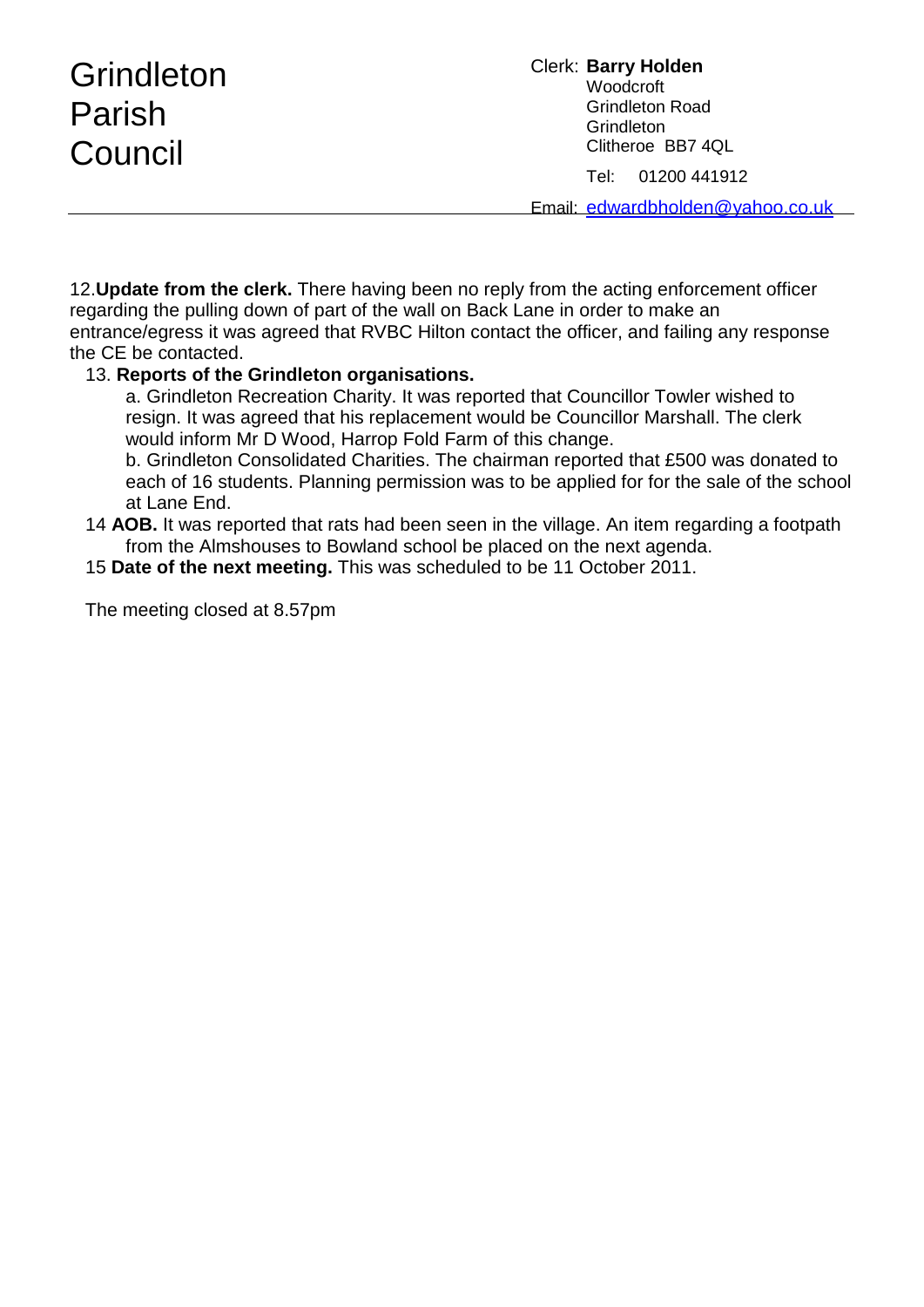# Grindleton Parish Council

Clerk: **Barry Holden**
Woodcroft
Grindleton Road
Grindleton
Clitheroe BB7 4QL

Tel: 01200 441912

Email: edwardbholden@yahoo.co.uk

---

12. **Update from the clerk.** There having been no reply from the acting enforcement officer regarding the pulling down of part of the wall on Back Lane in order to make an entrance/egress it was agreed that RVBC Hilton contact the officer, and failing any response the CE be contacted.

13. **Reports of the Grindleton organisations.**

    a. Grindleton Recreation Charity. It was reported that Councillor Towler wished to resign. It was agreed that his replacement would be Councillor Marshall. The clerk would inform Mr D Wood, Harrop Fold Farm of this change.

    b. Grindleton Consolidated Charities. The chairman reported that £500 was donated to each of 16 students. Planning permission was to be applied for for the sale of the school at Lane End.

14. **AOB.** It was reported that rats had been seen in the village. An item regarding a footpath from the Almshouses to Bowland school be placed on the next agenda.

15. **Date of the next meeting.** This was scheduled to be 11 October 2011.

The meeting closed at 8.57pm